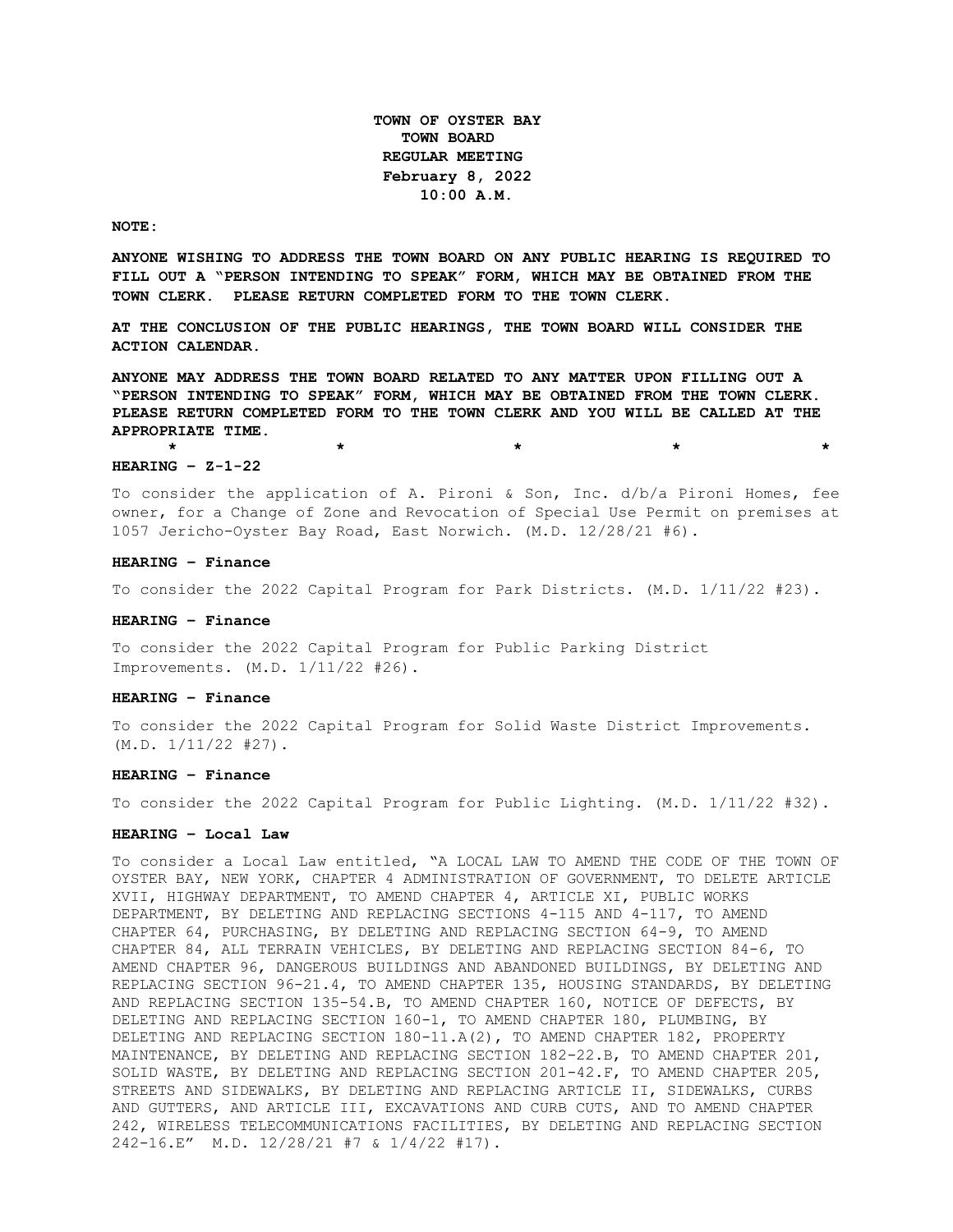**TOWN OF OYSTER BAY**
**TOWN BOARD**
**REGULAR MEETING**
**February 8, 2022**
**10:00 A.M.**

**NOTE:**

**ANYONE WISHING TO ADDRESS THE TOWN BOARD ON ANY PUBLIC HEARING IS REQUIRED TO FILL OUT A "PERSON INTENDING TO SPEAK" FORM, WHICH MAY BE OBTAINED FROM THE TOWN CLERK. PLEASE RETURN COMPLETED FORM TO THE TOWN CLERK.**

**AT THE CONCLUSION OF THE PUBLIC HEARINGS, THE TOWN BOARD WILL CONSIDER THE ACTION CALENDAR.**

**ANYONE MAY ADDRESS THE TOWN BOARD RELATED TO ANY MATTER UPON FILLING OUT A "PERSON INTENDING TO SPEAK" FORM, WHICH MAY BE OBTAINED FROM THE TOWN CLERK. PLEASE RETURN COMPLETED FORM TO THE TOWN CLERK AND YOU WILL BE CALLED AT THE APPROPRIATE TIME.**

\* \* \* \* \*

**HEARING – Z-1-22**

To consider the application of A. Pironi & Son, Inc. d/b/a Pironi Homes, fee owner, for a Change of Zone and Revocation of Special Use Permit on premises at 1057 Jericho-Oyster Bay Road, East Norwich. (M.D. 12/28/21 #6).

**HEARING – Finance**

To consider the 2022 Capital Program for Park Districts. (M.D. 1/11/22 #23).

**HEARING – Finance**

To consider the 2022 Capital Program for Public Parking District Improvements. (M.D. 1/11/22 #26).

**HEARING – Finance**

To consider the 2022 Capital Program for Solid Waste District Improvements. (M.D. 1/11/22 #27).

**HEARING – Finance**

To consider the 2022 Capital Program for Public Lighting. (M.D. 1/11/22 #32).

**HEARING – Local Law**

To consider a Local Law entitled, "A LOCAL LAW TO AMEND THE CODE OF THE TOWN OF OYSTER BAY, NEW YORK, CHAPTER 4 ADMINISTRATION OF GOVERNMENT, TO DELETE ARTICLE XVII, HIGHWAY DEPARTMENT, TO AMEND CHAPTER 4, ARTICLE XI, PUBLIC WORKS DEPARTMENT, BY DELETING AND REPLACING SECTIONS 4-115 AND 4-117, TO AMEND CHAPTER 64, PURCHASING, BY DELETING AND REPLACING SECTION 64-9, TO AMEND CHAPTER 84, ALL TERRAIN VEHICLES, BY DELETING AND REPLACING SECTION 84-6, TO AMEND CHAPTER 96, DANGEROUS BUILDINGS AND ABANDONED BUILDINGS, BY DELETING AND REPLACING SECTION 96-21.4, TO AMEND CHAPTER 135, HOUSING STANDARDS, BY DELETING AND REPLACING SECTION 135-54.B, TO AMEND CHAPTER 160, NOTICE OF DEFECTS, BY DELETING AND REPLACING SECTION 160-1, TO AMEND CHAPTER 180, PLUMBING, BY DELETING AND REPLACING SECTION 180-11.A(2), TO AMEND CHAPTER 182, PROPERTY MAINTENANCE, BY DELETING AND REPLACING SECTION 182-22.B, TO AMEND CHAPTER 201, SOLID WASTE, BY DELETING AND REPLACING SECTION 201-42.F, TO AMEND CHAPTER 205, STREETS AND SIDEWALKS, BY DELETING AND REPLACING ARTICLE II, SIDEWALKS, CURBS AND GUTTERS, AND ARTICLE III, EXCAVATIONS AND CURB CUTS, AND TO AMEND CHAPTER 242, WIRELESS TELECOMMUNICATIONS FACILITIES, BY DELETING AND REPLACING SECTION 242-16.E" M.D. 12/28/21 #7 & 1/4/22 #17).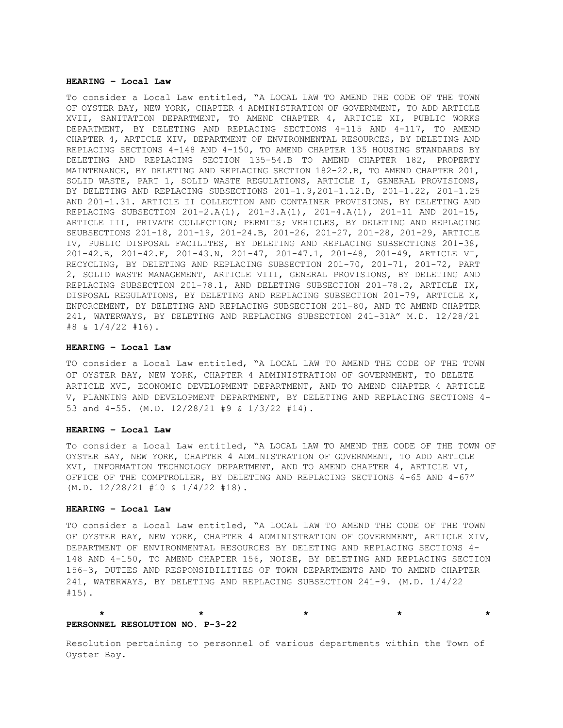**HEARING – Local Law**

To consider a Local Law entitled, "A LOCAL LAW TO AMEND THE CODE OF THE TOWN OF OYSTER BAY, NEW YORK, CHAPTER 4 ADMINISTRATION OF GOVERNMENT, TO ADD ARTICLE XVII, SANITATION DEPARTMENT, TO AMEND CHAPTER 4, ARTICLE XI, PUBLIC WORKS DEPARTMENT, BY DELETING AND REPLACING SECTIONS 4-115 AND 4-117, TO AMEND CHAPTER 4, ARTICLE XIV, DEPARTMENT OF ENVIRONMENTAL RESOURCES, BY DELETING AND REPLACING SECTIONS 4-148 AND 4-150, TO AMEND CHAPTER 135 HOUSING STANDARDS BY DELETING AND REPLACING SECTION 135-54.B TO AMEND CHAPTER 182, PROPERTY MAINTENANCE, BY DELETING AND REPLACING SECTION 182-22.B, TO AMEND CHAPTER 201, SOLID WASTE, PART 1, SOLID WASTE REGULATIONS, ARTICLE I, GENERAL PROVISIONS, BY DELETING AND REPLACING SUBSECTIONS 201-1.9,201-1.12.B, 201-1.22, 201-1.25 AND 201-1.31. ARTICLE II COLLECTION AND CONTAINER PROVISIONS, BY DELETING AND REPLACING SUBSECTION 201-2.A(1), 201-3.A(1), 201-4.A(1), 201-11 AND 201-15, ARTICLE III, PRIVATE COLLECTION; PERMITS; VEHICLES, BY DELETING AND REPLACING SEUBSECTIONS 201-18, 201-19, 201-24.B, 201-26, 201-27, 201-28, 201-29, ARTICLE IV, PUBLIC DISPOSAL FACILITES, BY DELETING AND REPLACING SUBSECTIONS 201-38, 201-42.B, 201-42.F, 201-43.N, 201-47, 201-47.1, 201-48, 201-49, ARTICLE VI, RECYCLING, BY DELETING AND REPLACING SUBSECTION 201-70, 201-71, 201-72, PART 2, SOLID WASTE MANAGEMENT, ARTICLE VIII, GENERAL PROVISIONS, BY DELETING AND REPLACING SUBSECTION 201-78.1, AND DELETING SUBSECTION 201-78.2, ARTICLE IX, DISPOSAL REGULATIONS, BY DELETING AND REPLACING SUBSECTION 201-79, ARTICLE X, ENFORCEMENT, BY DELETING AND REPLACING SUBSECTION 201-80, AND TO AMEND CHAPTER 241, WATERWAYS, BY DELETING AND REPLACING SUBSECTION 241-31A" M.D. 12/28/21 #8 & 1/4/22 #16).

**HEARING – Local Law**

TO consider a Local Law entitled, "A LOCAL LAW TO AMEND THE CODE OF THE TOWN OF OYSTER BAY, NEW YORK, CHAPTER 4 ADMINISTRATION OF GOVERNMENT, TO DELETE ARTICLE XVI, ECONOMIC DEVELOPMENT DEPARTMENT, AND TO AMEND CHAPTER 4 ARTICLE V, PLANNING AND DEVELOPMENT DEPARTMENT, BY DELETING AND REPLACING SECTIONS 4-53 and 4-55. (M.D. 12/28/21 #9 & 1/3/22 #14).

**HEARING – Local Law**

To consider a Local Law entitled, "A LOCAL LAW TO AMEND THE CODE OF THE TOWN OF OYSTER BAY, NEW YORK, CHAPTER 4 ADMINISTRATION OF GOVERNMENT, TO ADD ARTICLE XVI, INFORMATION TECHNOLOGY DEPARTMENT, AND TO AMEND CHAPTER 4, ARTICLE VI, OFFICE OF THE COMPTROLLER, BY DELETING AND REPLACING SECTIONS 4-65 AND 4-67" (M.D. 12/28/21 #10 & 1/4/22 #18).

**HEARING – Local Law**

TO consider a Local Law entitled, "A LOCAL LAW TO AMEND THE CODE OF THE TOWN OF OYSTER BAY, NEW YORK, CHAPTER 4 ADMINISTRATION OF GOVERNMENT, ARTICLE XIV, DEPARTMENT OF ENVIRONMENTAL RESOURCES BY DELETING AND REPLACING SECTIONS 4-148 AND 4-150, TO AMEND CHAPTER 156, NOISE, BY DELETING AND REPLACING SECTION 156-3, DUTIES AND RESPONSIBILITIES OF TOWN DEPARTMENTS AND TO AMEND CHAPTER 241, WATERWAYS, BY DELETING AND REPLACING SUBSECTION 241-9. (M.D. 1/4/22 #15).

\*          \*          \*          \*          \*

**PERSONNEL RESOLUTION NO. P-3-22**

Resolution pertaining to personnel of various departments within the Town of Oyster Bay.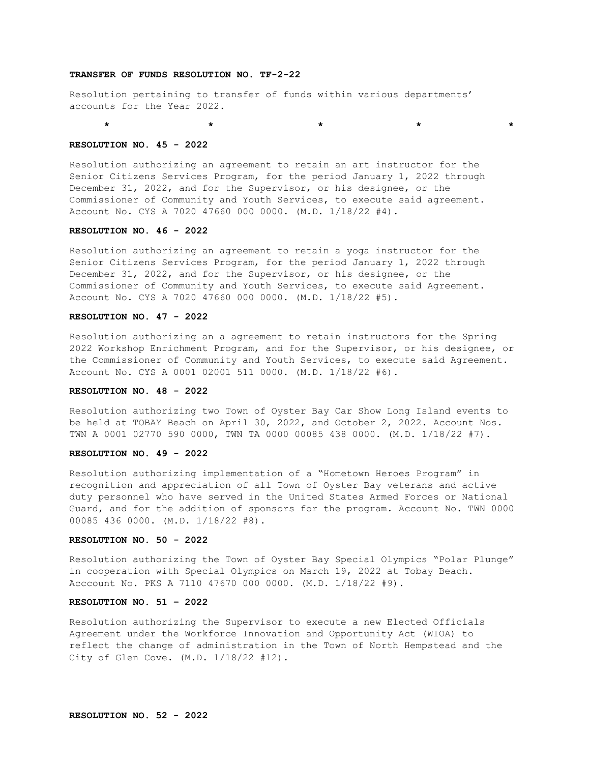**TRANSFER OF FUNDS RESOLUTION NO. TF-2-22**

Resolution pertaining to transfer of funds within various departments' accounts for the Year 2022.

\* \* \* \* \*

**RESOLUTION NO. 45 - 2022**

Resolution authorizing an agreement to retain an art instructor for the Senior Citizens Services Program, for the period January 1, 2022 through December 31, 2022, and for the Supervisor, or his designee, or the Commissioner of Community and Youth Services, to execute said agreement. Account No. CYS A 7020 47660 000 0000. (M.D. 1/18/22 #4).

**RESOLUTION NO. 46 - 2022**

Resolution authorizing an agreement to retain a yoga instructor for the Senior Citizens Services Program, for the period January 1, 2022 through December 31, 2022, and for the Supervisor, or his designee, or the Commissioner of Community and Youth Services, to execute said Agreement. Account No. CYS A 7020 47660 000 0000. (M.D. 1/18/22 #5).

**RESOLUTION NO. 47 - 2022**

Resolution authorizing an a agreement to retain instructors for the Spring 2022 Workshop Enrichment Program, and for the Supervisor, or his designee, or the Commissioner of Community and Youth Services, to execute said Agreement. Account No. CYS A 0001 02001 511 0000. (M.D. 1/18/22 #6).

**RESOLUTION NO. 48 - 2022**

Resolution authorizing two Town of Oyster Bay Car Show Long Island events to be held at TOBAY Beach on April 30, 2022, and October 2, 2022. Account Nos. TWN A 0001 02770 590 0000, TWN TA 0000 00085 438 0000. (M.D. 1/18/22 #7).

**RESOLUTION NO. 49 - 2022**

Resolution authorizing implementation of a "Hometown Heroes Program" in recognition and appreciation of all Town of Oyster Bay veterans and active duty personnel who have served in the United States Armed Forces or National Guard, and for the addition of sponsors for the program. Account No. TWN 0000 00085 436 0000. (M.D. 1/18/22 #8).

**RESOLUTION NO. 50 - 2022**

Resolution authorizing the Town of Oyster Bay Special Olympics "Polar Plunge" in cooperation with Special Olympics on March 19, 2022 at Tobay Beach. Acccount No. PKS A 7110 47670 000 0000. (M.D. 1/18/22 #9).

**RESOLUTION NO. 51 – 2022**

Resolution authorizing the Supervisor to execute a new Elected Officials Agreement under the Workforce Innovation and Opportunity Act (WIOA) to reflect the change of administration in the Town of North Hempstead and the City of Glen Cove. (M.D. 1/18/22 #12).

**RESOLUTION NO. 52 - 2022**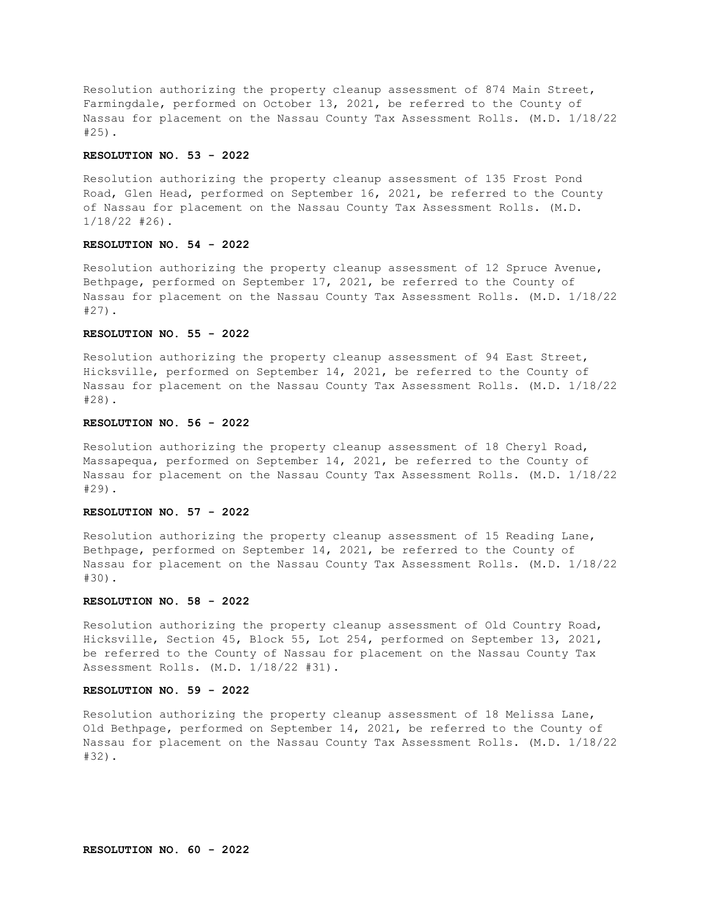Resolution authorizing the property cleanup assessment of 874 Main Street, Farmingdale, performed on October 13, 2021, be referred to the County of Nassau for placement on the Nassau County Tax Assessment Rolls. (M.D. 1/18/22 #25).

**RESOLUTION NO. 53 - 2022**

Resolution authorizing the property cleanup assessment of 135 Frost Pond Road, Glen Head, performed on September 16, 2021, be referred to the County of Nassau for placement on the Nassau County Tax Assessment Rolls. (M.D. 1/18/22 #26).

**RESOLUTION NO. 54 - 2022**

Resolution authorizing the property cleanup assessment of 12 Spruce Avenue, Bethpage, performed on September 17, 2021, be referred to the County of Nassau for placement on the Nassau County Tax Assessment Rolls. (M.D. 1/18/22 #27).

**RESOLUTION NO. 55 - 2022**

Resolution authorizing the property cleanup assessment of 94 East Street, Hicksville, performed on September 14, 2021, be referred to the County of Nassau for placement on the Nassau County Tax Assessment Rolls. (M.D. 1/18/22 #28).

**RESOLUTION NO. 56 - 2022**

Resolution authorizing the property cleanup assessment of 18 Cheryl Road, Massapequa, performed on September 14, 2021, be referred to the County of Nassau for placement on the Nassau County Tax Assessment Rolls. (M.D. 1/18/22 #29).

**RESOLUTION NO. 57 - 2022**

Resolution authorizing the property cleanup assessment of 15 Reading Lane, Bethpage, performed on September 14, 2021, be referred to the County of Nassau for placement on the Nassau County Tax Assessment Rolls. (M.D. 1/18/22 #30).

**RESOLUTION NO. 58 - 2022**

Resolution authorizing the property cleanup assessment of Old Country Road, Hicksville, Section 45, Block 55, Lot 254, performed on September 13, 2021, be referred to the County of Nassau for placement on the Nassau County Tax Assessment Rolls. (M.D. 1/18/22 #31).

**RESOLUTION NO. 59 - 2022**

Resolution authorizing the property cleanup assessment of 18 Melissa Lane, Old Bethpage, performed on September 14, 2021, be referred to the County of Nassau for placement on the Nassau County Tax Assessment Rolls. (M.D. 1/18/22 #32).

**RESOLUTION NO. 60 - 2022**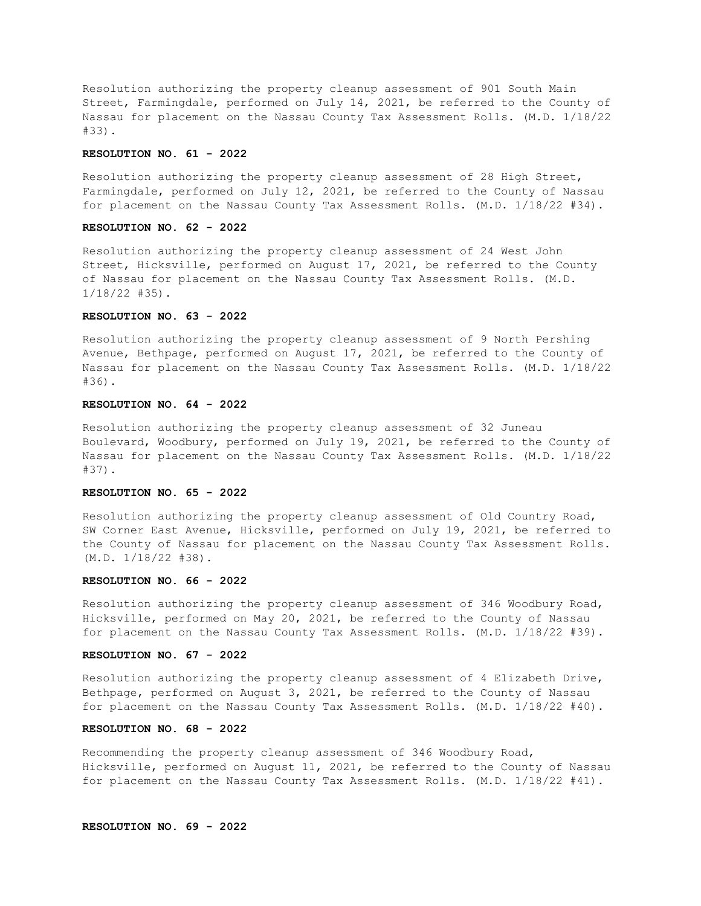Resolution authorizing the property cleanup assessment of 901 South Main Street, Farmingdale, performed on July 14, 2021, be referred to the County of Nassau for placement on the Nassau County Tax Assessment Rolls. (M.D. 1/18/22 #33).

**RESOLUTION NO. 61 - 2022**

Resolution authorizing the property cleanup assessment of 28 High Street, Farmingdale, performed on July 12, 2021, be referred to the County of Nassau for placement on the Nassau County Tax Assessment Rolls. (M.D. 1/18/22 #34).

**RESOLUTION NO. 62 - 2022**

Resolution authorizing the property cleanup assessment of 24 West John Street, Hicksville, performed on August 17, 2021, be referred to the County of Nassau for placement on the Nassau County Tax Assessment Rolls. (M.D. 1/18/22 #35).

**RESOLUTION NO. 63 - 2022**

Resolution authorizing the property cleanup assessment of 9 North Pershing Avenue, Bethpage, performed on August 17, 2021, be referred to the County of Nassau for placement on the Nassau County Tax Assessment Rolls. (M.D. 1/18/22 #36).

**RESOLUTION NO. 64 - 2022**

Resolution authorizing the property cleanup assessment of 32 Juneau Boulevard, Woodbury, performed on July 19, 2021, be referred to the County of Nassau for placement on the Nassau County Tax Assessment Rolls. (M.D. 1/18/22 #37).

**RESOLUTION NO. 65 - 2022**

Resolution authorizing the property cleanup assessment of Old Country Road, SW Corner East Avenue, Hicksville, performed on July 19, 2021, be referred to the County of Nassau for placement on the Nassau County Tax Assessment Rolls. (M.D. 1/18/22 #38).

**RESOLUTION NO. 66 - 2022**

Resolution authorizing the property cleanup assessment of 346 Woodbury Road, Hicksville, performed on May 20, 2021, be referred to the County of Nassau for placement on the Nassau County Tax Assessment Rolls. (M.D. 1/18/22 #39).

**RESOLUTION NO. 67 - 2022**

Resolution authorizing the property cleanup assessment of 4 Elizabeth Drive, Bethpage, performed on August 3, 2021, be referred to the County of Nassau for placement on the Nassau County Tax Assessment Rolls. (M.D. 1/18/22 #40).

**RESOLUTION NO. 68 - 2022**

Recommending the property cleanup assessment of 346 Woodbury Road, Hicksville, performed on August 11, 2021, be referred to the County of Nassau for placement on the Nassau County Tax Assessment Rolls. (M.D. 1/18/22 #41).

**RESOLUTION NO. 69 - 2022**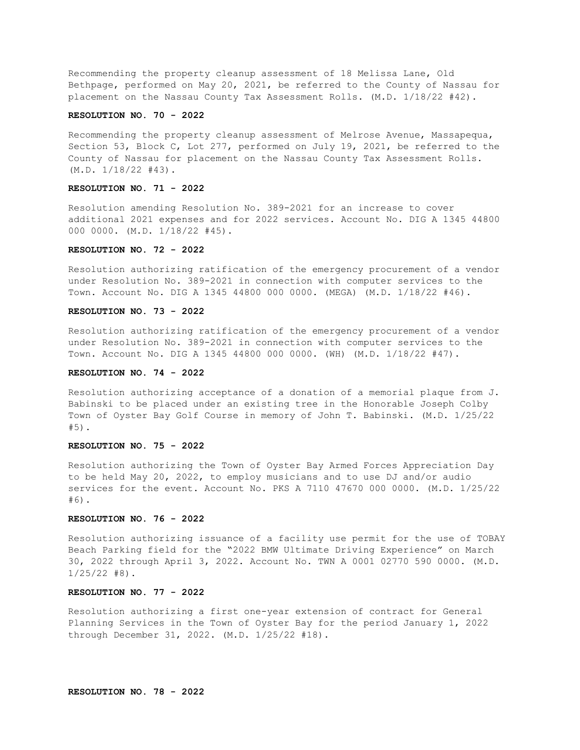Recommending the property cleanup assessment of 18 Melissa Lane, Old Bethpage, performed on May 20, 2021, be referred to the County of Nassau for placement on the Nassau County Tax Assessment Rolls. (M.D. 1/18/22 #42).

**RESOLUTION NO. 70 - 2022**

Recommending the property cleanup assessment of Melrose Avenue, Massapequa, Section 53, Block C, Lot 277, performed on July 19, 2021, be referred to the County of Nassau for placement on the Nassau County Tax Assessment Rolls. (M.D. 1/18/22 #43).

**RESOLUTION NO. 71 - 2022**

Resolution amending Resolution No. 389-2021 for an increase to cover additional 2021 expenses and for 2022 services. Account No. DIG A 1345 44800 000 0000. (M.D. 1/18/22 #45).

**RESOLUTION NO. 72 - 2022**

Resolution authorizing ratification of the emergency procurement of a vendor under Resolution No. 389-2021 in connection with computer services to the Town. Account No. DIG A 1345 44800 000 0000. (MEGA) (M.D. 1/18/22 #46).

**RESOLUTION NO. 73 - 2022**

Resolution authorizing ratification of the emergency procurement of a vendor under Resolution No. 389-2021 in connection with computer services to the Town. Account No. DIG A 1345 44800 000 0000. (WH) (M.D. 1/18/22 #47).

**RESOLUTION NO. 74 - 2022**

Resolution authorizing acceptance of a donation of a memorial plaque from J. Babinski to be placed under an existing tree in the Honorable Joseph Colby Town of Oyster Bay Golf Course in memory of John T. Babinski. (M.D. 1/25/22 #5).

**RESOLUTION NO. 75 - 2022**

Resolution authorizing the Town of Oyster Bay Armed Forces Appreciation Day to be held May 20, 2022, to employ musicians and to use DJ and/or audio services for the event. Account No. PKS A 7110 47670 000 0000. (M.D. 1/25/22 #6).

**RESOLUTION NO. 76 - 2022**

Resolution authorizing issuance of a facility use permit for the use of TOBAY Beach Parking field for the "2022 BMW Ultimate Driving Experience" on March 30, 2022 through April 3, 2022. Account No. TWN A 0001 02770 590 0000. (M.D. 1/25/22 #8).

**RESOLUTION NO. 77 - 2022**

Resolution authorizing a first one-year extension of contract for General Planning Services in the Town of Oyster Bay for the period January 1, 2022 through December 31, 2022. (M.D. 1/25/22 #18).

**RESOLUTION NO. 78 - 2022**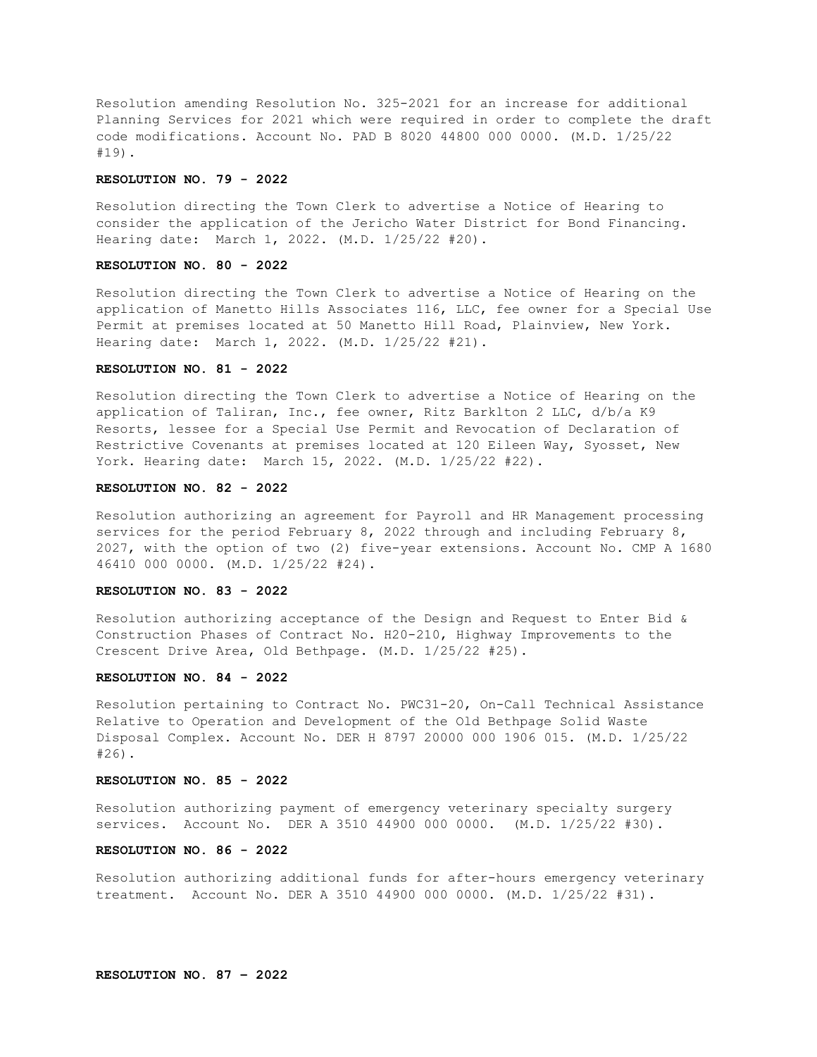Resolution amending Resolution No. 325-2021 for an increase for additional Planning Services for 2021 which were required in order to complete the draft code modifications. Account No. PAD B 8020 44800 000 0000. (M.D. 1/25/22 #19).

**RESOLUTION NO. 79 - 2022**

Resolution directing the Town Clerk to advertise a Notice of Hearing to consider the application of the Jericho Water District for Bond Financing. Hearing date: March 1, 2022. (M.D. 1/25/22 #20).

**RESOLUTION NO. 80 - 2022**

Resolution directing the Town Clerk to advertise a Notice of Hearing on the application of Manetto Hills Associates 116, LLC, fee owner for a Special Use Permit at premises located at 50 Manetto Hill Road, Plainview, New York. Hearing date: March 1, 2022. (M.D. 1/25/22 #21).

**RESOLUTION NO. 81 - 2022**

Resolution directing the Town Clerk to advertise a Notice of Hearing on the application of Taliran, Inc., fee owner, Ritz Barklton 2 LLC, d/b/a K9 Resorts, lessee for a Special Use Permit and Revocation of Declaration of Restrictive Covenants at premises located at 120 Eileen Way, Syosset, New York. Hearing date: March 15, 2022. (M.D. 1/25/22 #22).

**RESOLUTION NO. 82 - 2022**

Resolution authorizing an agreement for Payroll and HR Management processing services for the period February 8, 2022 through and including February 8, 2027, with the option of two (2) five-year extensions. Account No. CMP A 1680 46410 000 0000. (M.D. 1/25/22 #24).

**RESOLUTION NO. 83 - 2022**

Resolution authorizing acceptance of the Design and Request to Enter Bid & Construction Phases of Contract No. H20-210, Highway Improvements to the Crescent Drive Area, Old Bethpage. (M.D. 1/25/22 #25).

**RESOLUTION NO. 84 - 2022**

Resolution pertaining to Contract No. PWC31-20, On-Call Technical Assistance Relative to Operation and Development of the Old Bethpage Solid Waste Disposal Complex. Account No. DER H 8797 20000 000 1906 015. (M.D. 1/25/22 #26).

**RESOLUTION NO. 85 - 2022**

Resolution authorizing payment of emergency veterinary specialty surgery services. Account No. DER A 3510 44900 000 0000. (M.D. 1/25/22 #30).

**RESOLUTION NO. 86 - 2022**

Resolution authorizing additional funds for after-hours emergency veterinary treatment. Account No. DER A 3510 44900 000 0000. (M.D. 1/25/22 #31).

**RESOLUTION NO. 87 – 2022**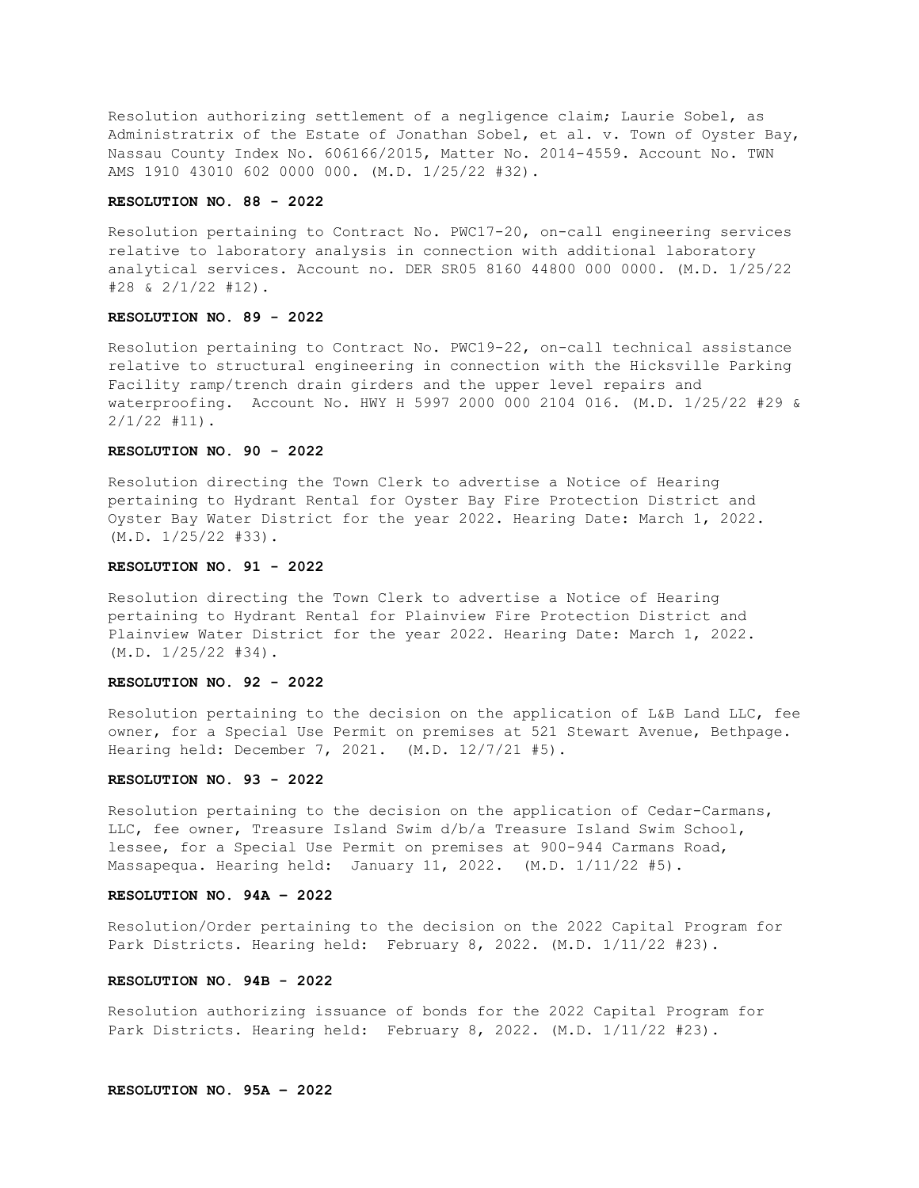Resolution authorizing settlement of a negligence claim; Laurie Sobel, as Administratrix of the Estate of Jonathan Sobel, et al. v. Town of Oyster Bay, Nassau County Index No. 606166/2015, Matter No. 2014-4559. Account No. TWN AMS 1910 43010 602 0000 000. (M.D. 1/25/22 #32).

**RESOLUTION NO. 88 - 2022**

Resolution pertaining to Contract No. PWC17-20, on-call engineering services relative to laboratory analysis in connection with additional laboratory analytical services. Account no. DER SR05 8160 44800 000 0000. (M.D. 1/25/22 #28 & 2/1/22 #12).

**RESOLUTION NO. 89 - 2022**

Resolution pertaining to Contract No. PWC19-22, on-call technical assistance relative to structural engineering in connection with the Hicksville Parking Facility ramp/trench drain girders and the upper level repairs and waterproofing. Account No. HWY H 5997 2000 000 2104 016. (M.D. 1/25/22 #29 & 2/1/22 #11).

**RESOLUTION NO. 90 - 2022**

Resolution directing the Town Clerk to advertise a Notice of Hearing pertaining to Hydrant Rental for Oyster Bay Fire Protection District and Oyster Bay Water District for the year 2022. Hearing Date: March 1, 2022. (M.D. 1/25/22 #33).

**RESOLUTION NO. 91 - 2022**

Resolution directing the Town Clerk to advertise a Notice of Hearing pertaining to Hydrant Rental for Plainview Fire Protection District and Plainview Water District for the year 2022. Hearing Date: March 1, 2022. (M.D. 1/25/22 #34).

**RESOLUTION NO. 92 - 2022**

Resolution pertaining to the decision on the application of L&B Land LLC, fee owner, for a Special Use Permit on premises at 521 Stewart Avenue, Bethpage. Hearing held: December 7, 2021. (M.D. 12/7/21 #5).

**RESOLUTION NO. 93 - 2022**

Resolution pertaining to the decision on the application of Cedar-Carmans, LLC, fee owner, Treasure Island Swim d/b/a Treasure Island Swim School, lessee, for a Special Use Permit on premises at 900-944 Carmans Road, Massapequa. Hearing held: January 11, 2022. (M.D. 1/11/22 #5).

**RESOLUTION NO. 94A – 2022**

Resolution/Order pertaining to the decision on the 2022 Capital Program for Park Districts. Hearing held: February 8, 2022. (M.D. 1/11/22 #23).

**RESOLUTION NO. 94B - 2022**

Resolution authorizing issuance of bonds for the 2022 Capital Program for Park Districts. Hearing held: February 8, 2022. (M.D. 1/11/22 #23).

**RESOLUTION NO. 95A – 2022**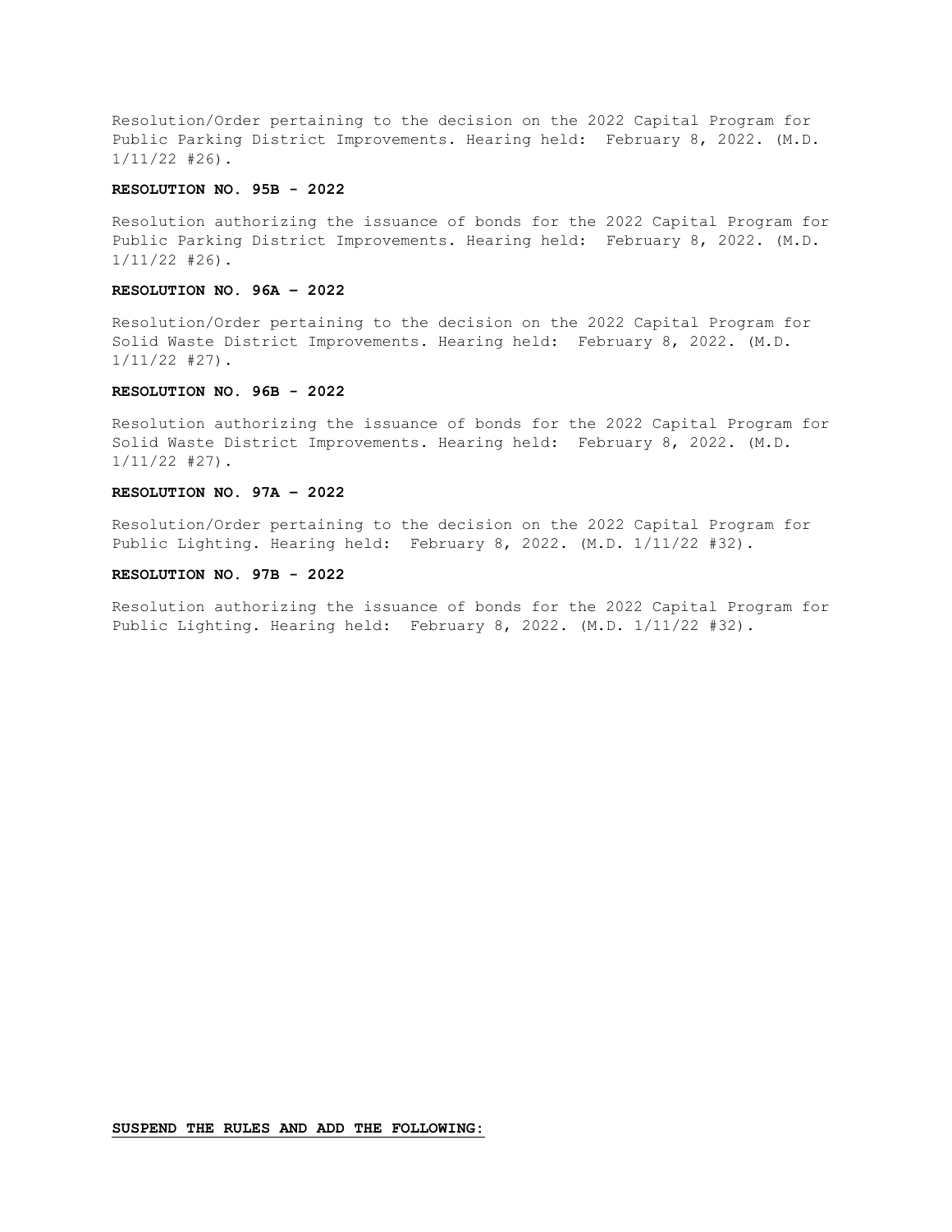Resolution/Order pertaining to the decision on the 2022 Capital Program for Public Parking District Improvements. Hearing held: February 8, 2022. (M.D. 1/11/22 #26).

**RESOLUTION NO. 95B - 2022**

Resolution authorizing the issuance of bonds for the 2022 Capital Program for Public Parking District Improvements. Hearing held: February 8, 2022. (M.D. 1/11/22 #26).

**RESOLUTION NO. 96A – 2022**

Resolution/Order pertaining to the decision on the 2022 Capital Program for Solid Waste District Improvements. Hearing held: February 8, 2022. (M.D. 1/11/22 #27).

**RESOLUTION NO. 96B - 2022**

Resolution authorizing the issuance of bonds for the 2022 Capital Program for Solid Waste District Improvements. Hearing held: February 8, 2022. (M.D. 1/11/22 #27).

**RESOLUTION NO. 97A – 2022**

Resolution/Order pertaining to the decision on the 2022 Capital Program for Public Lighting. Hearing held: February 8, 2022. (M.D. 1/11/22 #32).

**RESOLUTION NO. 97B - 2022**

Resolution authorizing the issuance of bonds for the 2022 Capital Program for Public Lighting. Hearing held: February 8, 2022. (M.D. 1/11/22 #32).

**SUSPEND THE RULES AND ADD THE FOLLOWING:**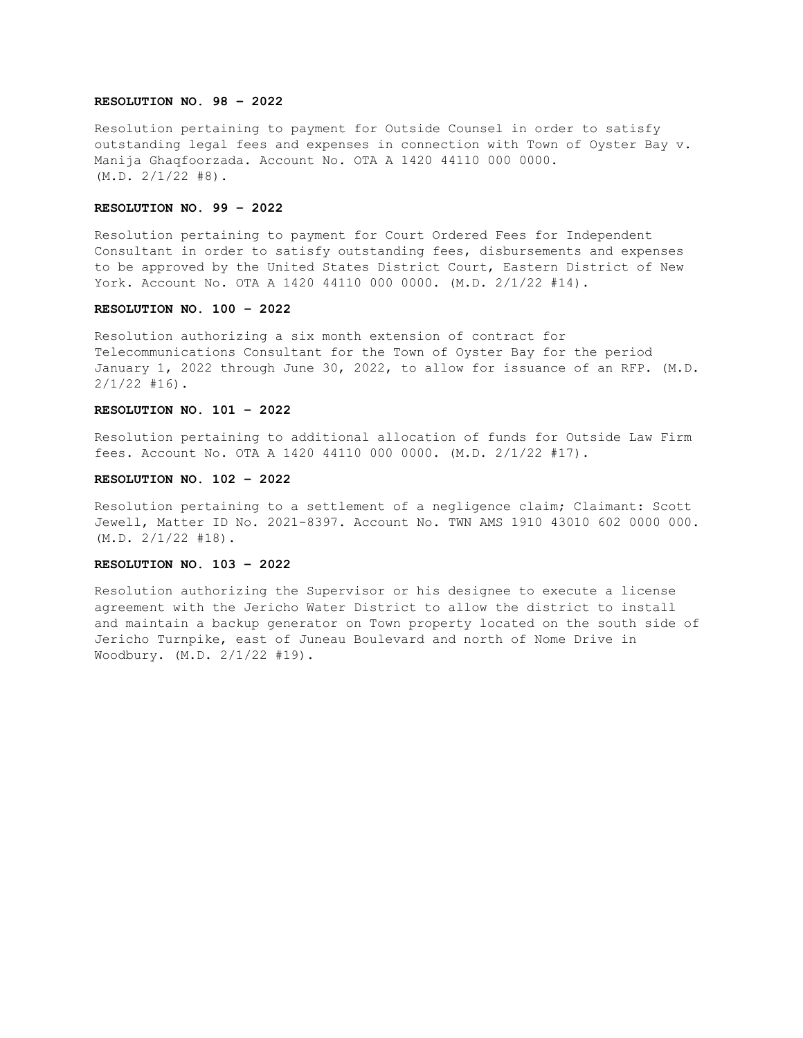**RESOLUTION NO. 98 – 2022**

Resolution pertaining to payment for Outside Counsel in order to satisfy outstanding legal fees and expenses in connection with Town of Oyster Bay v. Manija Ghaqfoorzada. Account No. OTA A 1420 44110 000 0000. (M.D. 2/1/22 #8).

**RESOLUTION NO. 99 – 2022**

Resolution pertaining to payment for Court Ordered Fees for Independent Consultant in order to satisfy outstanding fees, disbursements and expenses to be approved by the United States District Court, Eastern District of New York. Account No. OTA A 1420 44110 000 0000. (M.D. 2/1/22 #14).

**RESOLUTION NO. 100 – 2022**

Resolution authorizing a six month extension of contract for Telecommunications Consultant for the Town of Oyster Bay for the period January 1, 2022 through June 30, 2022, to allow for issuance of an RFP. (M.D. 2/1/22 #16).

**RESOLUTION NO. 101 – 2022**

Resolution pertaining to additional allocation of funds for Outside Law Firm fees. Account No. OTA A 1420 44110 000 0000. (M.D. 2/1/22 #17).

**RESOLUTION NO. 102 – 2022**

Resolution pertaining to a settlement of a negligence claim; Claimant: Scott Jewell, Matter ID No. 2021-8397. Account No. TWN AMS 1910 43010 602 0000 000. (M.D. 2/1/22 #18).

**RESOLUTION NO. 103 – 2022**

Resolution authorizing the Supervisor or his designee to execute a license agreement with the Jericho Water District to allow the district to install and maintain a backup generator on Town property located on the south side of Jericho Turnpike, east of Juneau Boulevard and north of Nome Drive in Woodbury. (M.D. 2/1/22 #19).